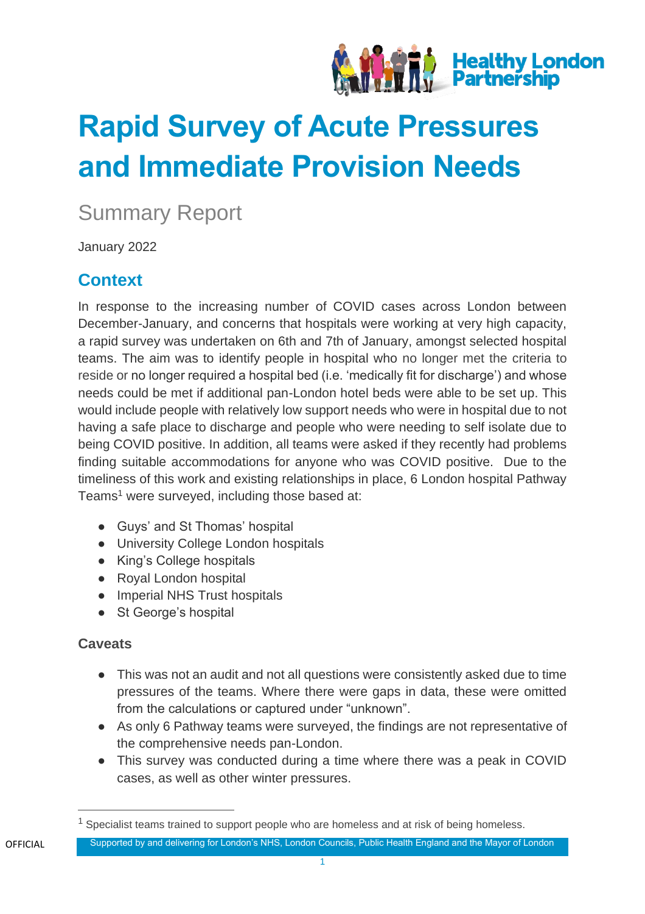# Rapid Survey of Acute Pressures and Immediate Provision Needs

Summary Report

January 2022

## Context

In response to the increasing number of COVID cases across London between December-January, and concerns that hospitals were working at very high capacity, a rapid survey was undertaken on 6th and 7th of January, amongst selected hospital teams. The aim was to identify people in hospital who no longer met the criteria to reside or no longer required a hospital bed (i.e. 'medically fit for discharge') and whose needs could be met if additional pan-London hotel beds were able to be set up. This would include people with relatively low support needs who were in hospital due to not having a safe place to discharge and people who were needing to self isolate due to being COVID positive. In addition, all teams were asked if they recently had problems finding suitable accommodations for anyone who was COVID positive. Due to the timeliness of this work and existing relationships in place, 6 London hospital Pathway Teams[1] were surveyed, including those based at:

- Guys' and St Thomas' hospital
- University College London hospitals
- King's College hospitals
- Royal London hospital
- Imperial NHS Trust hospitals
- St George's hospital

### Caveats

- This was not an audit and not all questions were consistently asked due to time pressures of the teams. Where there were gaps in data, these were omitted from the calculations or captured under "unknown".
- As only 6 Pathway teams were surveyed, the findings are not representative of the comprehensive needs pan-London.
- This survey was conducted during a time where there was a peak in COVID cases, as well as other winter pressures.

[1] Specialist teams trained to support people who are homeless and at risk of being homeless.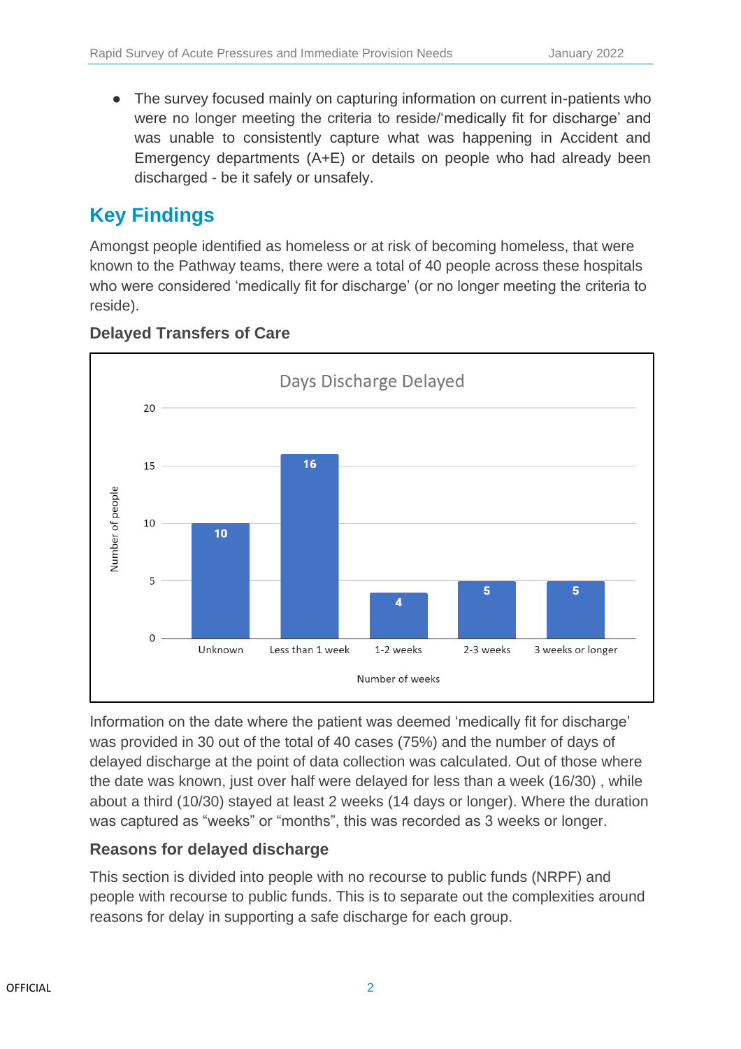- The survey focused mainly on capturing information on current in-patients who were no longer meeting the criteria to reside/'medically fit for discharge' and was unable to consistently capture what was happening in Accident and Emergency departments (A+E) or details on people who had already been discharged - be it safely or unsafely.

## Key Findings

Amongst people identified as homeless or at risk of becoming homeless, that were known to the Pathway teams, there were a total of 40 people across these hospitals who were considered 'medically fit for discharge' (or no longer meeting the criteria to reside).

### Delayed Transfers of Care

Days Discharge Delayed

| Number of weeks | Number of people |
|---|---|
| Unknown | 10 |
| Less than 1 week | 16 |
| 1-2 weeks | 4 |
| 2-3 weeks | 5 |
| 3 weeks or longer | 5 |

Information on the date where the patient was deemed 'medically fit for discharge' was provided in 30 out of the total of 40 cases (75%) and the number of days of delayed discharge at the point of data collection was calculated. Out of those where the date was known, just over half were delayed for less than a week (16/30) , while about a third (10/30) stayed at least 2 weeks (14 days or longer). Where the duration was captured as "weeks" or "months", this was recorded as 3 weeks or longer.

### Reasons for delayed discharge

This section is divided into people with no recourse to public funds (NRPF) and people with recourse to public funds. This is to separate out the complexities around reasons for delay in supporting a safe discharge for each group.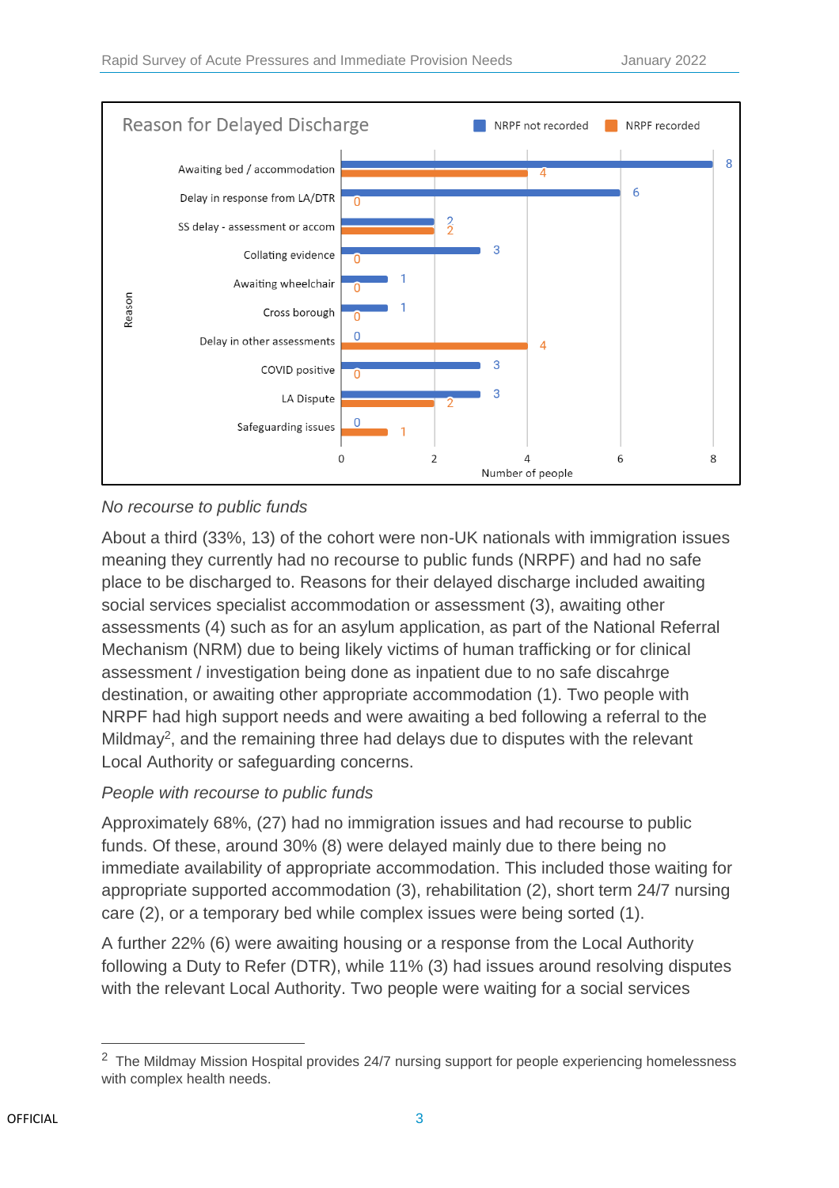**Reason for Delayed Discharge**

| Reason | NRPF not recorded | NRPF recorded |
|---|---|---|
| Awaiting bed / accommodation | 8 | 4 |
| Delay in response from LA/DTR | 6 | 0 |
| SS delay - assessment or accom | 2 | 2 |
| Collating evidence | 3 | 0 |
| Awaiting wheelchair | 1 | 0 |
| Cross borough | 1 | 0 |
| Delay in other assessments | 0 | 4 |
| COVID positive | 3 | 0 |
| LA Dispute | 3 | 2 |
| Safeguarding issues | 0 | 1 |

Number of people

*No recourse to public funds*

About a third (33%, 13) of the cohort were non-UK nationals with immigration issues meaning they currently had no recourse to public funds (NRPF) and had no safe place to be discharged to. Reasons for their delayed discharge included awaiting social services specialist accommodation or assessment (3), awaiting other assessments (4) such as for an asylum application, as part of the National Referral Mechanism (NRM) due to being likely victims of human trafficking or for clinical assessment / investigation being done as inpatient due to no safe discahrge destination, or awaiting other appropriate accommodation (1). Two people with NRPF had high support needs and were awaiting a bed following a referral to the Mildmay[2], and the remaining three had delays due to disputes with the relevant Local Authority or safeguarding concerns.

*People with recourse to public funds*

Approximately 68%, (27) had no immigration issues and had recourse to public funds. Of these, around 30% (8) were delayed mainly due to there being no immediate availability of appropriate accommodation. This included those waiting for appropriate supported accommodation (3), rehabilitation (2), short term 24/7 nursing care (2), or a temporary bed while complex issues were being sorted (1).

A further 22% (6) were awaiting housing or a response from the Local Authority following a Duty to Refer (DTR), while 11% (3) had issues around resolving disputes with the relevant Local Authority. Two people were waiting for a social services

[2] The Mildmay Mission Hospital provides 24/7 nursing support for people experiencing homelessness with complex health needs.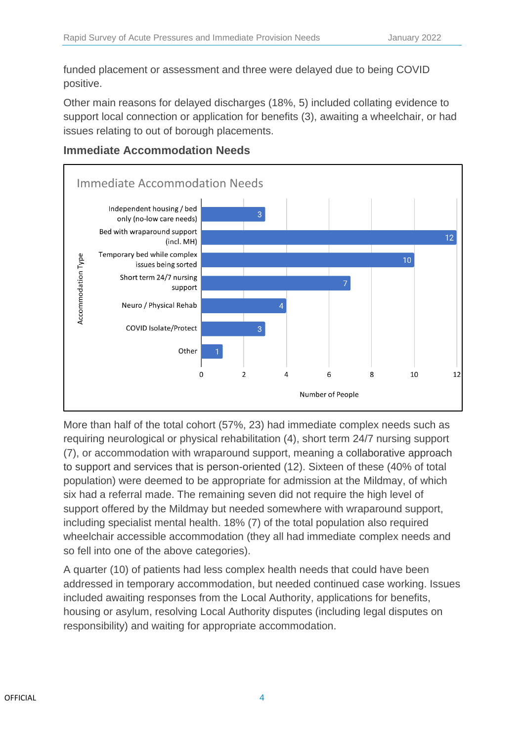funded placement or assessment and three were delayed due to being COVID positive.

Other main reasons for delayed discharges (18%, 5) included collating evidence to support local connection or application for benefits (3), awaiting a wheelchair, or had issues relating to out of borough placements.

### Immediate Accommodation Needs

**Immediate Accommodation Needs**

| Accommodation Type | Number of People |
| --- | --- |
| Independent housing / bed only (no-low care needs) | 3 |
| Bed with wraparound support (incl. MH) | 12 |
| Temporary bed while complex issues being sorted | 10 |
| Short term 24/7 nursing support | 7 |
| Neuro / Physical Rehab | 4 |
| COVID Isolate/Protect | 3 |
| Other | 1 |

More than half of the total cohort (57%, 23) had immediate complex needs such as requiring neurological or physical rehabilitation (4), short term 24/7 nursing support (7), or accommodation with wraparound support, meaning a collaborative approach to support and services that is person-oriented (12). Sixteen of these (40% of total population) were deemed to be appropriate for admission at the Mildmay, of which six had a referral made. The remaining seven did not require the high level of support offered by the Mildmay but needed somewhere with wraparound support, including specialist mental health. 18% (7) of the total population also required wheelchair accessible accommodation (they all had immediate complex needs and so fell into one of the above categories).

A quarter (10) of patients had less complex health needs that could have been addressed in temporary accommodation, but needed continued case working. Issues included awaiting responses from the Local Authority, applications for benefits, housing or asylum, resolving Local Authority disputes (including legal disputes on responsibility) and waiting for appropriate accommodation.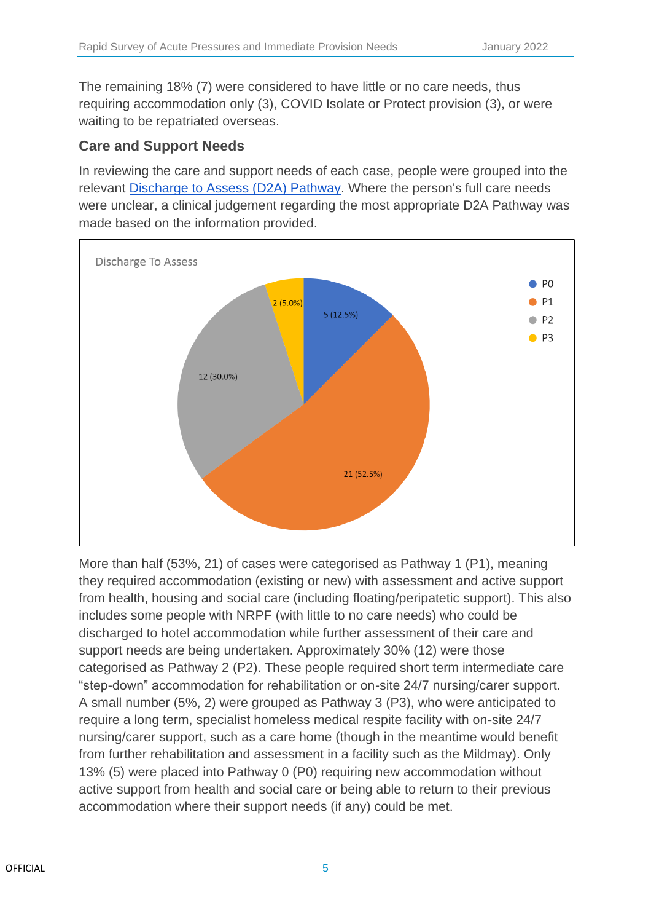The remaining 18% (7) were considered to have little or no care needs, thus requiring accommodation only (3), COVID Isolate or Protect provision (3), or were waiting to be repatriated overseas.

### Care and Support Needs

In reviewing the care and support needs of each case, people were grouped into the relevant [Discharge to Assess (D2A) Pathway](). Where the person's full care needs were unclear, a clinical judgement regarding the most appropriate D2A Pathway was made based on the information provided.

Discharge To Assess

| Pathway | Count (%) |
| --- | --- |
| P0 | 5 (12.5%) |
| P1 | 21 (52.5%) |
| P2 | 12 (30.0%) |
| P3 | 2 (5.0%) |

More than half (53%, 21) of cases were categorised as Pathway 1 (P1), meaning they required accommodation (existing or new) with assessment and active support from health, housing and social care (including floating/peripatetic support). This also includes some people with NRPF (with little to no care needs) who could be discharged to hotel accommodation while further assessment of their care and support needs are being undertaken. Approximately 30% (12) were those categorised as Pathway 2 (P2). These people required short term intermediate care "step-down" accommodation for rehabilitation or on-site 24/7 nursing/carer support. A small number (5%, 2) were grouped as Pathway 3 (P3), who were anticipated to require a long term, specialist homeless medical respite facility with on-site 24/7 nursing/carer support, such as a care home (though in the meantime would benefit from further rehabilitation and assessment in a facility such as the Mildmay). Only 13% (5) were placed into Pathway 0 (P0) requiring new accommodation without active support from health and social care or being able to return to their previous accommodation where their support needs (if any) could be met.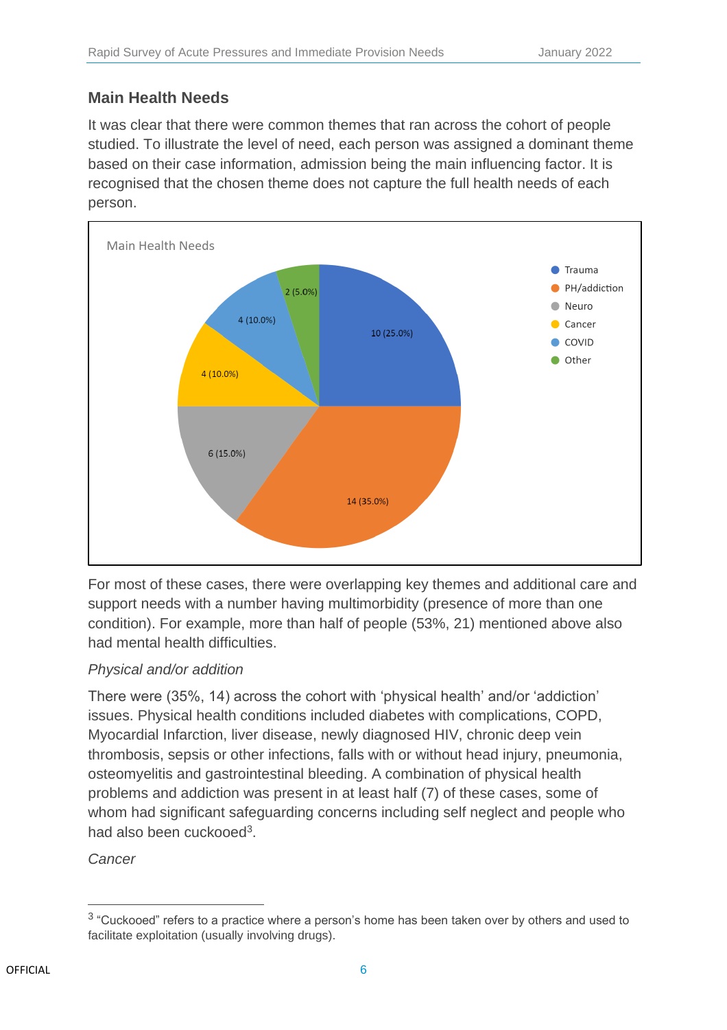## Main Health Needs

It was clear that there were common themes that ran across the cohort of people studied. To illustrate the level of need, each person was assigned a dominant theme based on their case information, admission being the main influencing factor. It is recognised that the chosen theme does not capture the full health needs of each person.

Main Health Needs

| Theme | Count (%) |
|---|---|
| Trauma | 10 (25.0%) |
| PH/addiction | 14 (35.0%) |
| Neuro | 6 (15.0%) |
| Cancer | 4 (10.0%) |
| COVID | 4 (10.0%) |
| Other | 2 (5.0%) |

For most of these cases, there were overlapping key themes and additional care and support needs with a number having multimorbidity (presence of more than one condition). For example, more than half of people (53%, 21) mentioned above also had mental health difficulties.

*Physical and/or addition*

There were (35%, 14) across the cohort with 'physical health' and/or 'addiction' issues. Physical health conditions included diabetes with complications, COPD, Myocardial Infarction, liver disease, newly diagnosed HIV, chronic deep vein thrombosis, sepsis or other infections, falls with or without head injury, pneumonia, osteomyelitis and gastrointestinal bleeding. A combination of physical health problems and addiction was present in at least half (7) of these cases, some of whom had significant safeguarding concerns including self neglect and people who had also been cuckooed[3].

*Cancer*

[3] "Cuckooed" refers to a practice where a person's home has been taken over by others and used to facilitate exploitation (usually involving drugs).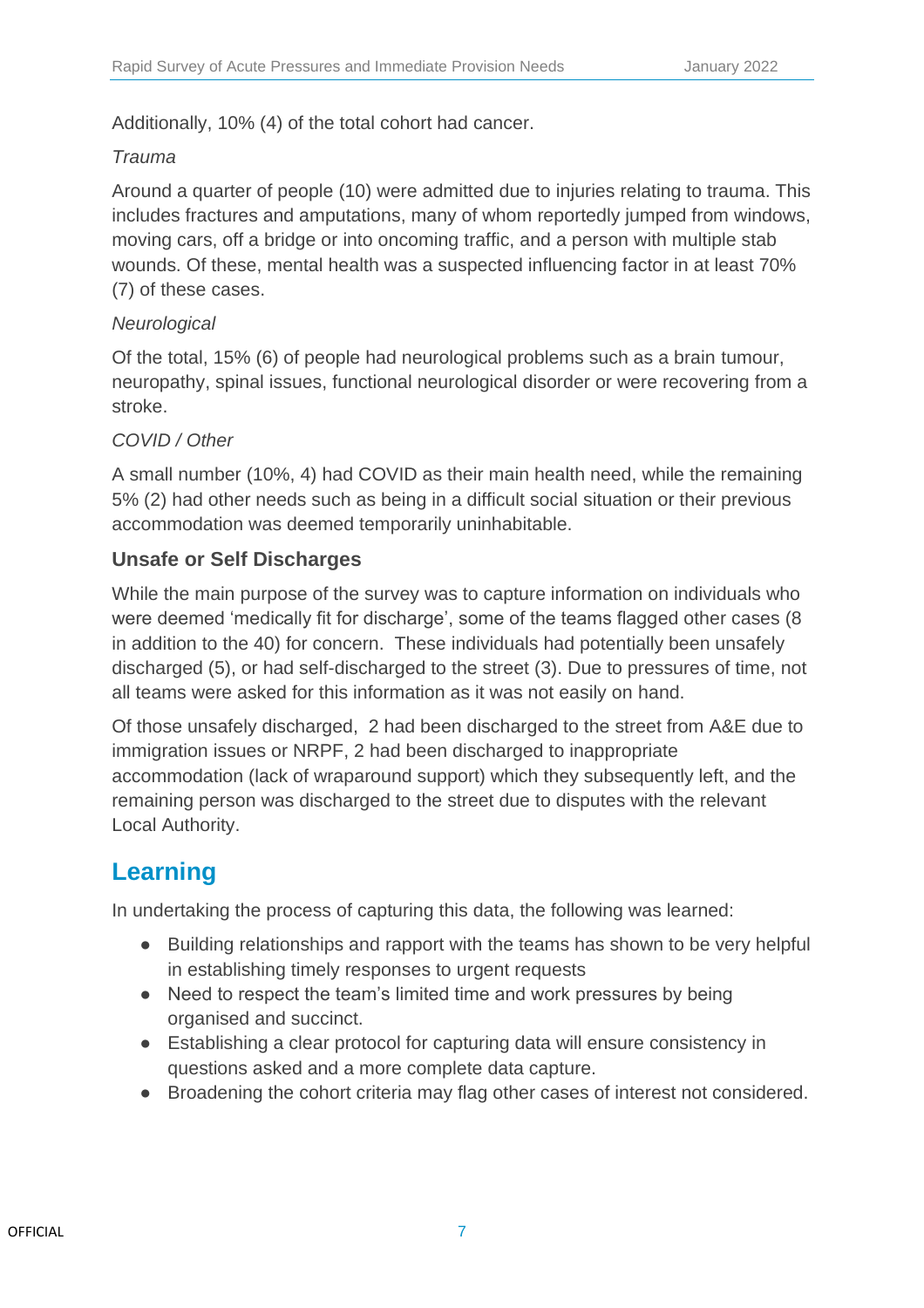Additionally, 10% (4) of the total cohort had cancer.

*Trauma*

Around a quarter of people (10) were admitted due to injuries relating to trauma. This includes fractures and amputations, many of whom reportedly jumped from windows, moving cars, off a bridge or into oncoming traffic, and a person with multiple stab wounds. Of these, mental health was a suspected influencing factor in at least 70% (7) of these cases.

*Neurological*

Of the total, 15% (6) of people had neurological problems such as a brain tumour, neuropathy, spinal issues, functional neurological disorder or were recovering from a stroke.

*COVID / Other*

A small number (10%, 4) had COVID as their main health need, while the remaining 5% (2) had other needs such as being in a difficult social situation or their previous accommodation was deemed temporarily uninhabitable.

### Unsafe or Self Discharges

While the main purpose of the survey was to capture information on individuals who were deemed 'medically fit for discharge', some of the teams flagged other cases (8 in addition to the 40) for concern. These individuals had potentially been unsafely discharged (5), or had self-discharged to the street (3). Due to pressures of time, not all teams were asked for this information as it was not easily on hand.

Of those unsafely discharged, 2 had been discharged to the street from A&E due to immigration issues or NRPF, 2 had been discharged to inappropriate accommodation (lack of wraparound support) which they subsequently left, and the remaining person was discharged to the street due to disputes with the relevant Local Authority.

## Learning

In undertaking the process of capturing this data, the following was learned:

- Building relationships and rapport with the teams has shown to be very helpful in establishing timely responses to urgent requests
- Need to respect the team's limited time and work pressures by being organised and succinct.
- Establishing a clear protocol for capturing data will ensure consistency in questions asked and a more complete data capture.
- Broadening the cohort criteria may flag other cases of interest not considered.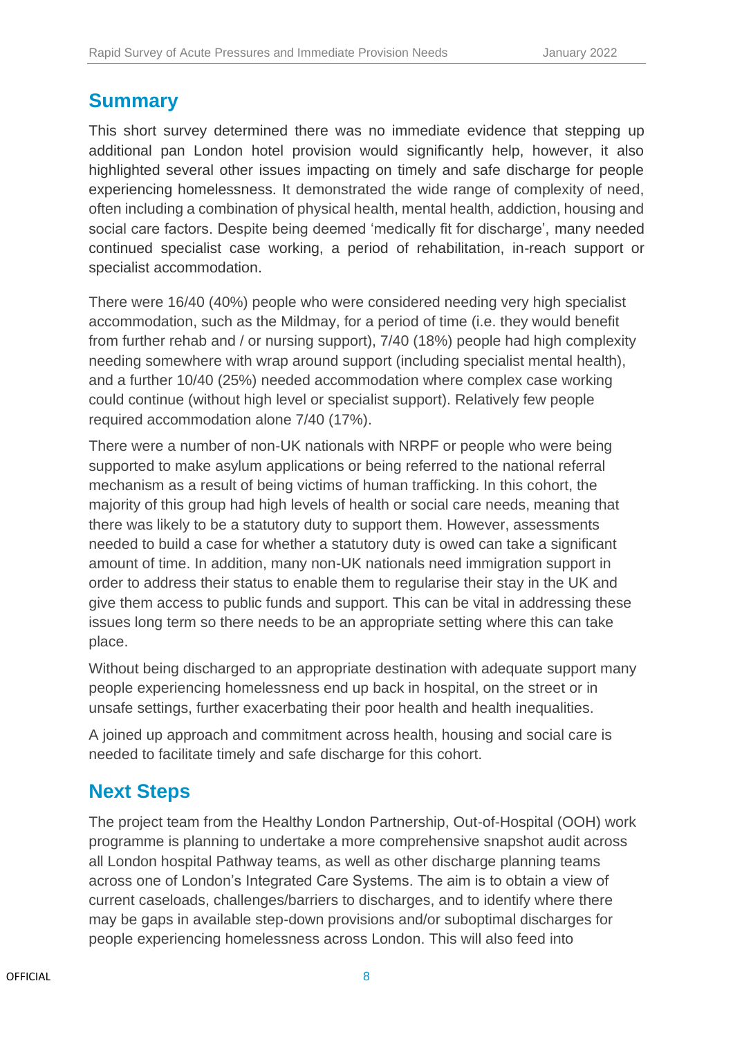## Summary

This short survey determined there was no immediate evidence that stepping up additional pan London hotel provision would significantly help, however, it also highlighted several other issues impacting on timely and safe discharge for people experiencing homelessness. It demonstrated the wide range of complexity of need, often including a combination of physical health, mental health, addiction, housing and social care factors. Despite being deemed 'medically fit for discharge', many needed continued specialist case working, a period of rehabilitation, in-reach support or specialist accommodation.

There were 16/40 (40%) people who were considered needing very high specialist accommodation, such as the Mildmay, for a period of time (i.e. they would benefit from further rehab and / or nursing support), 7/40 (18%) people had high complexity needing somewhere with wrap around support (including specialist mental health), and a further 10/40 (25%) needed accommodation where complex case working could continue (without high level or specialist support). Relatively few people required accommodation alone 7/40 (17%).

There were a number of non-UK nationals with NRPF or people who were being supported to make asylum applications or being referred to the national referral mechanism as a result of being victims of human trafficking. In this cohort, the majority of this group had high levels of health or social care needs, meaning that there was likely to be a statutory duty to support them. However, assessments needed to build a case for whether a statutory duty is owed can take a significant amount of time. In addition, many non-UK nationals need immigration support in order to address their status to enable them to regularise their stay in the UK and give them access to public funds and support. This can be vital in addressing these issues long term so there needs to be an appropriate setting where this can take place.

Without being discharged to an appropriate destination with adequate support many people experiencing homelessness end up back in hospital, on the street or in unsafe settings, further exacerbating their poor health and health inequalities.

A joined up approach and commitment across health, housing and social care is needed to facilitate timely and safe discharge for this cohort.

## Next Steps

The project team from the Healthy London Partnership, Out-of-Hospital (OOH) work programme is planning to undertake a more comprehensive snapshot audit across all London hospital Pathway teams, as well as other discharge planning teams across one of London's Integrated Care Systems. The aim is to obtain a view of current caseloads, challenges/barriers to discharges, and to identify where there may be gaps in available step-down provisions and/or suboptimal discharges for people experiencing homelessness across London. This will also feed into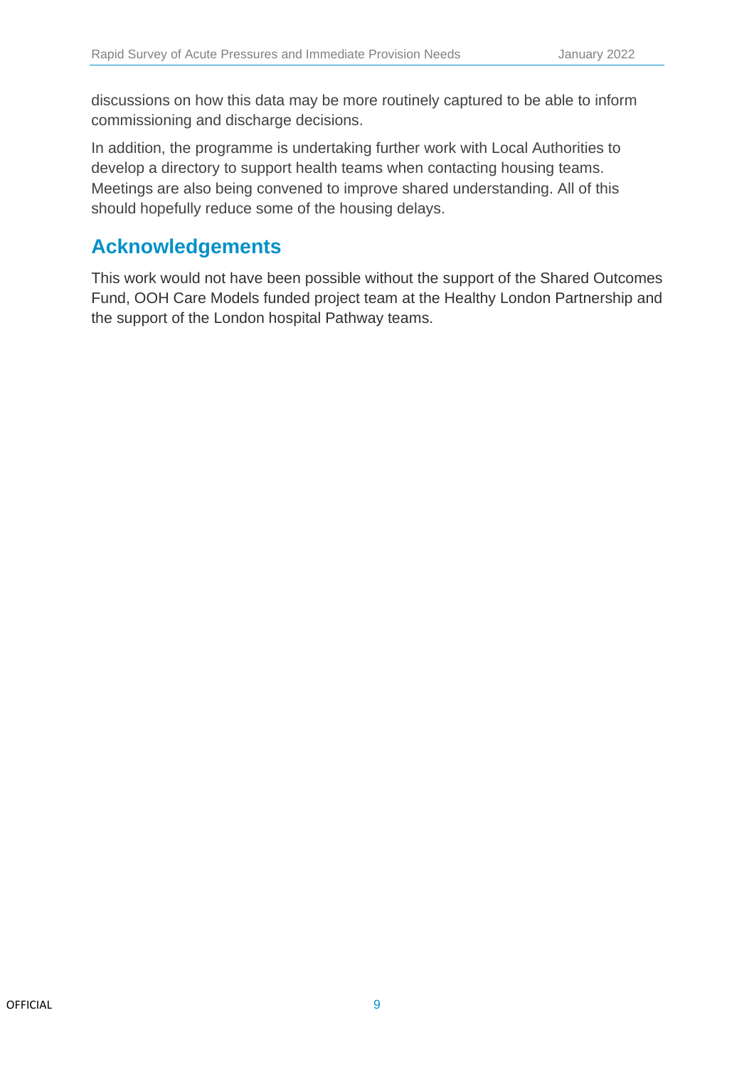discussions on how this data may be more routinely captured to be able to inform commissioning and discharge decisions.

In addition, the programme is undertaking further work with Local Authorities to develop a directory to support health teams when contacting housing teams. Meetings are also being convened to improve shared understanding. All of this should hopefully reduce some of the housing delays.

## Acknowledgements

This work would not have been possible without the support of the Shared Outcomes Fund, OOH Care Models funded project team at the Healthy London Partnership and the support of the London hospital Pathway teams.